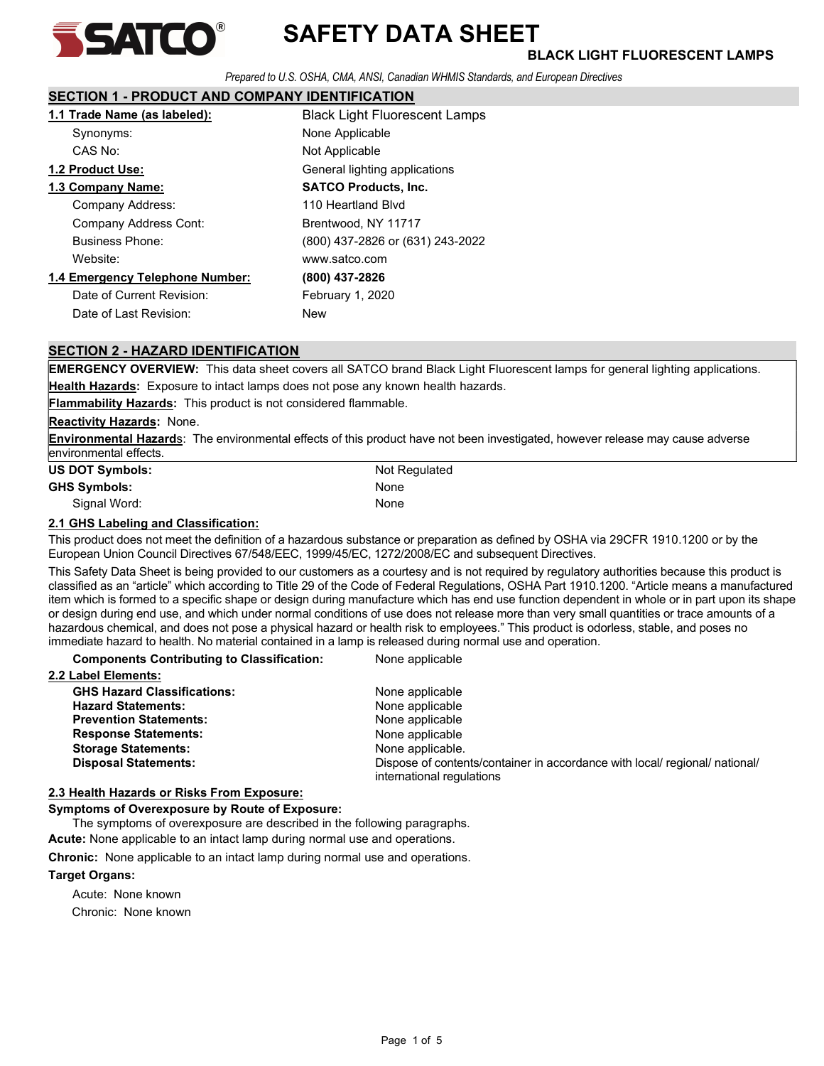# SATCO®

# SAFETY DATA SHEET

**BLACK LIGHT FLUORESCENT LAMPS**

*Prepared to U.S. OSHA, CMA, ANSI, Canadian WHMIS Standards, and European Directives*

## SECTION 1 - PRODUCT AND COMPANY IDENTIFICATION

| | |
|---|---|
| **1.1 Trade Name (as labeled):** | Black Light Fluorescent Lamps |
| Synonyms: | None Applicable |
| CAS No: | Not Applicable |
| **1.2 Product Use:** | General lighting applications |
| **1.3 Company Name:** | **SATCO Products, Inc.** |
| Company Address: | 110 Heartland Blvd |
| Company Address Cont: | Brentwood, NY 11717 |
| Business Phone: | (800) 437-2826 or (631) 243-2022 |
| Website: | www.satco.com |
| **1.4 Emergency Telephone Number:** | **(800) 437-2826** |
| Date of Current Revision: | February 1, 2020 |
| Date of Last Revision: | New |

## SECTION 2 - HAZARD IDENTIFICATION

**EMERGENCY OVERVIEW:** This data sheet covers all SATCO brand Black Light Fluorescent lamps for general lighting applications.

**Health Hazards:** Exposure to intact lamps does not pose any known health hazards.

**Flammability Hazards:** This product is not considered flammable.

**Reactivity Hazards:** None.

**Environmental Hazards:** The environmental effects of this product have not been investigated, however release may cause adverse environmental effects.

| | |
|---|---|
| **US DOT Symbols:** | Not Regulated |
| **GHS Symbols:** | None |
| Signal Word: | None |

### 2.1 GHS Labeling and Classification:

This product does not meet the definition of a hazardous substance or preparation as defined by OSHA via 29CFR 1910.1200 or by the European Union Council Directives 67/548/EEC, 1999/45/EC, 1272/2008/EC and subsequent Directives.

This Safety Data Sheet is being provided to our customers as a courtesy and is not required by regulatory authorities because this product is classified as an "article" which according to Title 29 of the Code of Federal Regulations, OSHA Part 1910.1200. "Article means a manufactured item which is formed to a specific shape or design during manufacture which has end use function dependent in whole or in part upon its shape or design during end use, and which under normal conditions of use does not release more than very small quantities or trace amounts of a hazardous chemical, and does not pose a physical hazard or health risk to employees." This product is odorless, stable, and poses no immediate hazard to health. No material contained in a lamp is released during normal use and operation.

| | |
|---|---|
| **Components Contributing to Classification:** | None applicable |

### 2.2 Label Elements:

| | |
|---|---|
| **GHS Hazard Classifications:** | None applicable |
| **Hazard Statements:** | None applicable |
| **Prevention Statements:** | None applicable |
| **Response Statements:** | None applicable |
| **Storage Statements:** | None applicable. |
| **Disposal Statements:** | Dispose of contents/container in accordance with local/ regional/ national/ international regulations |

### 2.3 Health Hazards or Risks From Exposure:

**Symptoms of Overexposure by Route of Exposure:**

The symptoms of overexposure are described in the following paragraphs.

**Acute:** None applicable to an intact lamp during normal use and operations.

**Chronic:** None applicable to an intact lamp during normal use and operations.

**Target Organs:**

Acute: None known

Chronic: None known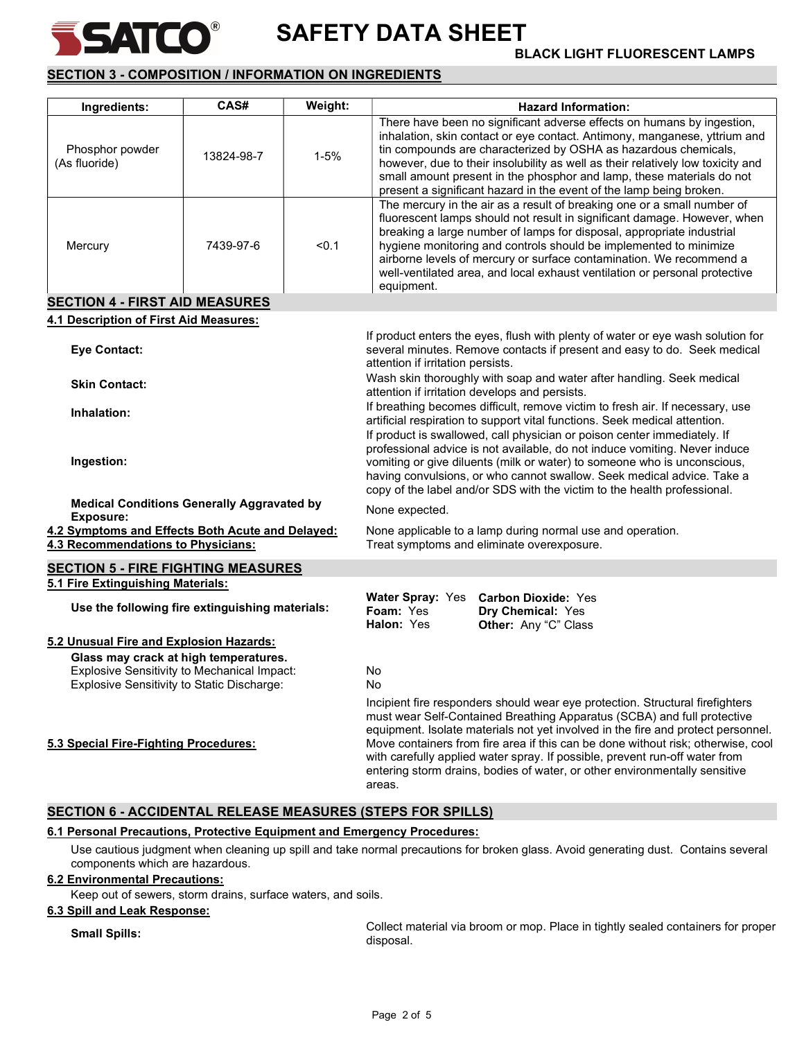## SECTION 3 - COMPOSITION / INFORMATION ON INGREDIENTS

| Ingredients: | CAS# | Weight: | Hazard Information: |
|---|---|---|---|
| Phosphor powder (As fluoride) | 13824-98-7 | 1-5% | There have been no significant adverse effects on humans by ingestion, inhalation, skin contact or eye contact. Antimony, manganese, yttrium and tin compounds are characterized by OSHA as hazardous chemicals, however, due to their insolubility as well as their relatively low toxicity and small amount present in the phosphor and lamp, these materials do not present a significant hazard in the event of the lamp being broken. |
| Mercury | 7439-97-6 | <0.1 | The mercury in the air as a result of breaking one or a small number of fluorescent lamps should not result in significant damage. However, when breaking a large number of lamps for disposal, appropriate industrial hygiene monitoring and controls should be implemented to minimize airborne levels of mercury or surface contamination. We recommend a well-ventilated area, and local exhaust ventilation or personal protective equipment. |

## SECTION 4 - FIRST AID MEASURES

### 4.1 Description of First Aid Measures:

**Eye Contact:** If product enters the eyes, flush with plenty of water or eye wash solution for several minutes. Remove contacts if present and easy to do. Seek medical attention if irritation persists.

**Skin Contact:** Wash skin thoroughly with soap and water after handling. Seek medical attention if irritation develops and persists.

**Inhalation:** If breathing becomes difficult, remove victim to fresh air. If necessary, use artificial respiration to support vital functions. Seek medical attention.

**Ingestion:** If product is swallowed, call physician or poison center immediately. If professional advice is not available, do not induce vomiting. Never induce vomiting or give diluents (milk or water) to someone who is unconscious, having convulsions, or who cannot swallow. Seek medical advice. Take a copy of the label and/or SDS with the victim to the health professional.

**Medical Conditions Generally Aggravated by Exposure:** None expected.

### 4.2 Symptoms and Effects Both Acute and Delayed:
None applicable to a lamp during normal use and operation.

### 4.3 Recommendations to Physicians:
Treat symptoms and eliminate overexposure.

## SECTION 5 - FIRE FIGHTING MEASURES

### 5.1 Fire Extinguishing Materials:

**Use the following fire extinguishing materials:**

- **Water Spray:** Yes
- **Foam:** Yes
- **Halon:** Yes
- **Carbon Dioxide:** Yes
- **Dry Chemical:** Yes
- **Other:** Any "C" Class

### 5.2 Unusual Fire and Explosion Hazards:

**Glass may crack at high temperatures.**

Explosive Sensitivity to Mechanical Impact: No

Explosive Sensitivity to Static Discharge: No

### 5.3 Special Fire-Fighting Procedures:
Incipient fire responders should wear eye protection. Structural firefighters must wear Self-Contained Breathing Apparatus (SCBA) and full protective equipment. Isolate materials not yet involved in the fire and protect personnel. Move containers from fire area if this can be done without risk; otherwise, cool with carefully applied water spray. If possible, prevent run-off water from entering storm drains, bodies of water, or other environmentally sensitive areas.

## SECTION 6 - ACCIDENTAL RELEASE MEASURES (STEPS FOR SPILLS)

### 6.1 Personal Precautions, Protective Equipment and Emergency Procedures:
Use cautious judgment when cleaning up spill and take normal precautions for broken glass. Avoid generating dust. Contains several components which are hazardous.

### 6.2 Environmental Precautions:
Keep out of sewers, storm drains, surface waters, and soils.

### 6.3 Spill and Leak Response:

**Small Spills:** Collect material via broom or mop. Place in tightly sealed containers for proper disposal.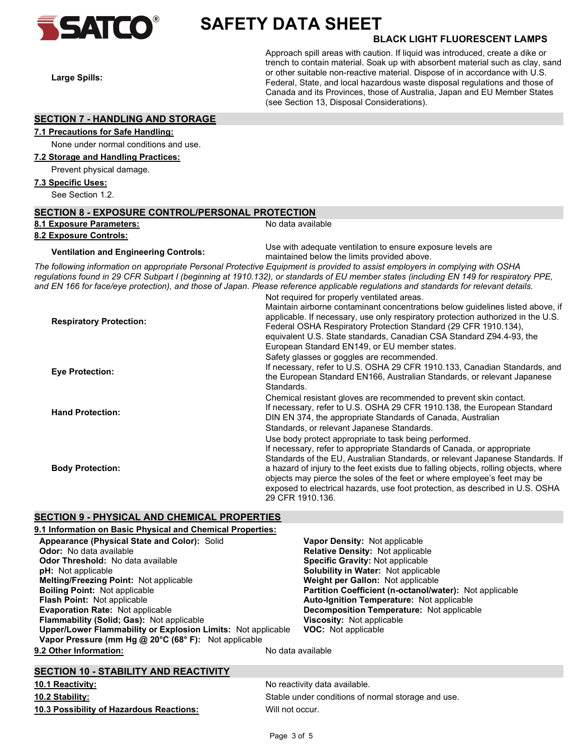**Large Spills:** Approach spill areas with caution. If liquid was introduced, create a dike or trench to contain material. Soak up with absorbent material such as clay, sand or other suitable non-reactive material. Dispose of in accordance with U.S. Federal, State, and local hazardous waste disposal regulations and those of Canada and its Provinces, those of Australia, Japan and EU Member States (see Section 13, Disposal Considerations).

## SECTION 7 - HANDLING AND STORAGE

### 7.1 Precautions for Safe Handling:

None under normal conditions and use.

### 7.2 Storage and Handling Practices:

Prevent physical damage.

### 7.3 Specific Uses:

See Section 1.2.

## SECTION 8 - EXPOSURE CONTROL/PERSONAL PROTECTION

### 8.1 Exposure Parameters:

No data available

### 8.2 Exposure Controls:

**Ventilation and Engineering Controls:** Use with adequate ventilation to ensure exposure levels are maintained below the limits provided above.

*The following information on appropriate Personal Protective Equipment is provided to assist employers in complying with OSHA regulations found in 29 CFR Subpart I (beginning at 1910.132), or standards of EU member states (including EN 149 for respiratory PPE, and EN 166 for face/eye protection), and those of Japan. Please reference applicable regulations and standards for relevant details.*

**Respiratory Protection:** Not required for properly ventilated areas. Maintain airborne contaminant concentrations below guidelines listed above, if applicable. If necessary, use only respiratory protection authorized in the U.S. Federal OSHA Respiratory Protection Standard (29 CFR 1910.134), equivalent U.S. State standards, Canadian CSA Standard Z94.4-93, the European Standard EN149, or EU member states.

**Eye Protection:** Safety glasses or goggles are recommended. If necessary, refer to U.S. OSHA 29 CFR 1910.133, Canadian Standards, and the European Standard EN166, Australian Standards, or relevant Japanese Standards.

**Hand Protection:** Chemical resistant gloves are recommended to prevent skin contact. If necessary, refer to U.S. OSHA 29 CFR 1910.138, the European Standard DIN EN 374, the appropriate Standards of Canada, Australian Standards, or relevant Japanese Standards.

**Body Protection:** Use body protect appropriate to task being performed. If necessary, refer to appropriate Standards of Canada, or appropriate Standards of the EU, Australian Standards, or relevant Japanese Standards. If a hazard of injury to the feet exists due to falling objects, rolling objects, where objects may pierce the soles of the feet or where employee's feet may be exposed to electrical hazards, use foot protection, as described in U.S. OSHA 29 CFR 1910.136.

## SECTION 9 - PHYSICAL AND CHEMICAL PROPERTIES

### 9.1 Information on Basic Physical and Chemical Properties:

**Appearance (Physical State and Color):** Solid
**Odor:** No data available
**Odor Threshold:** No data available
**pH:** Not applicable
**Melting/Freezing Point:** Not applicable
**Boiling Point:** Not applicable
**Flash Point:** Not applicable
**Evaporation Rate:** Not applicable
**Flammability (Solid; Gas):** Not applicable
**Upper/Lower Flammability or Explosion Limits:** Not applicable
**Vapor Pressure (mm Hg @ 20°C (68° F):** Not applicable
**Vapor Density:** Not applicable
**Relative Density:** Not applicable
**Specific Gravity:** Not applicable
**Solubility in Water:** Not applicable
**Weight per Gallon:** Not applicable
**Partition Coefficient (n-octanol/water):** Not applicable
**Auto-Ignition Temperature:** Not applicable
**Decomposition Temperature:** Not applicable
**Viscosity:** Not applicable
**VOC:** Not applicable

### 9.2 Other Information:

No data available

## SECTION 10 - STABILITY AND REACTIVITY

**10.1 Reactivity:** No reactivity data available.

**10.2 Stability:** Stable under conditions of normal storage and use.

**10.3 Possibility of Hazardous Reactions:** Will not occur.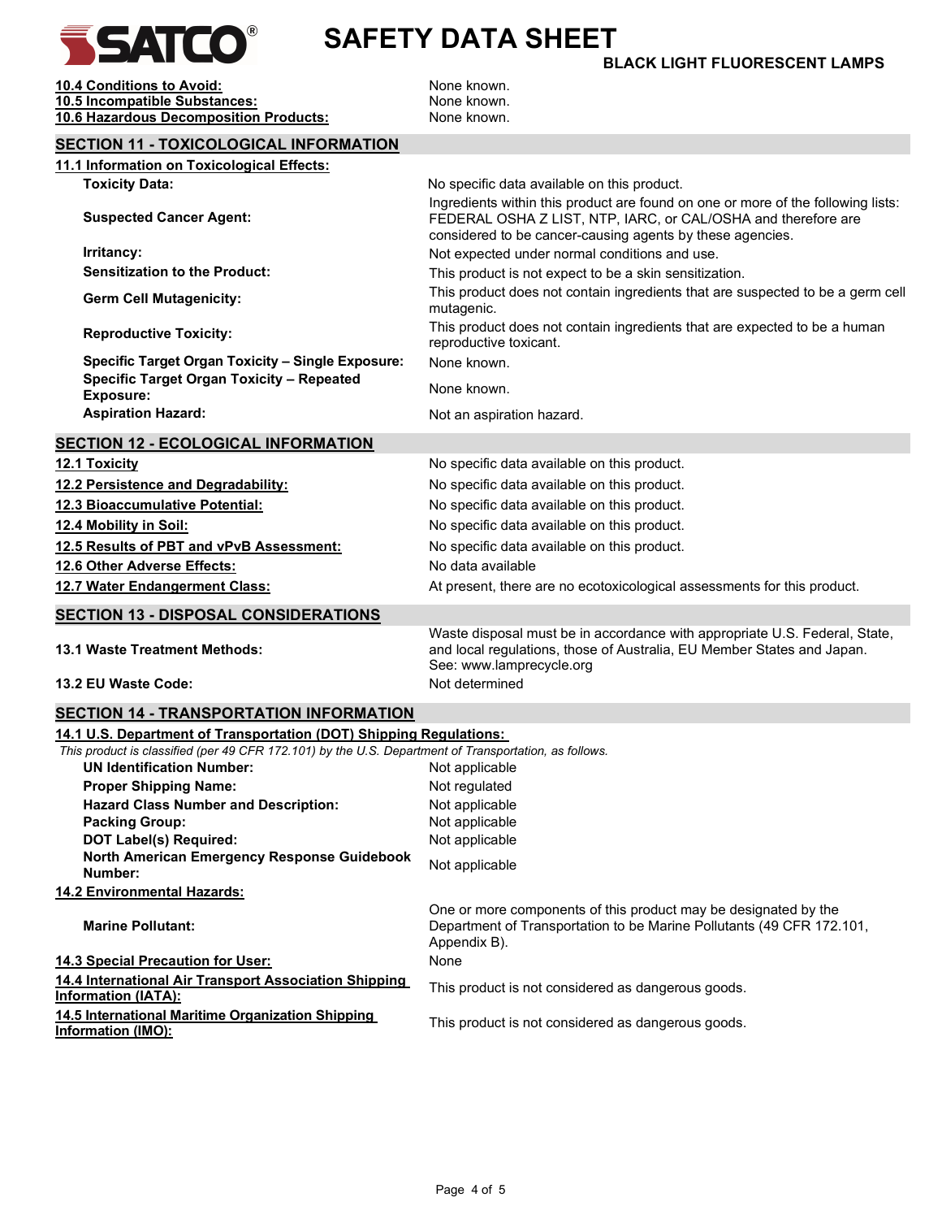**10.4 Conditions to Avoid:** None known.

**10.5 Incompatible Substances:** None known.

**10.6 Hazardous Decomposition Products:** None known.

## SECTION 11 - TOXICOLOGICAL INFORMATION

### 11.1 Information on Toxicological Effects:

| | |
|---|---|
| **Toxicity Data:** | No specific data available on this product. |
| **Suspected Cancer Agent:** | Ingredients within this product are found on one or more of the following lists: FEDERAL OSHA Z LIST, NTP, IARC, or CAL/OSHA and therefore are considered to be cancer-causing agents by these agencies. |
| **Irritancy:** | Not expected under normal conditions and use. |
| **Sensitization to the Product:** | This product is not expect to be a skin sensitization. |
| **Germ Cell Mutagenicity:** | This product does not contain ingredients that are suspected to be a germ cell mutagenic. |
| **Reproductive Toxicity:** | This product does not contain ingredients that are expected to be a human reproductive toxicant. |
| **Specific Target Organ Toxicity – Single Exposure:** | None known. |
| **Specific Target Organ Toxicity – Repeated Exposure:** | None known. |
| **Aspiration Hazard:** | Not an aspiration hazard. |

## SECTION 12 - ECOLOGICAL INFORMATION

| | |
|---|---|
| **12.1 Toxicity** | No specific data available on this product. |
| **12.2 Persistence and Degradability:** | No specific data available on this product. |
| **12.3 Bioaccumulative Potential:** | No specific data available on this product. |
| **12.4 Mobility in Soil:** | No specific data available on this product. |
| **12.5 Results of PBT and vPvB Assessment:** | No specific data available on this product. |
| **12.6 Other Adverse Effects:** | No data available |
| **12.7 Water Endangerment Class:** | At present, there are no ecotoxicological assessments for this product. |

## SECTION 13 - DISPOSAL CONSIDERATIONS

| | |
|---|---|
| **13.1 Waste Treatment Methods:** | Waste disposal must be in accordance with appropriate U.S. Federal, State, and local regulations, those of Australia, EU Member States and Japan. See: www.lamprecycle.org |
| **13.2 EU Waste Code:** | Not determined |

## SECTION 14 - TRANSPORTATION INFORMATION

### 14.1 U.S. Department of Transportation (DOT) Shipping Regulations:

*This product is classified (per 49 CFR 172.101) by the U.S. Department of Transportation, as follows.*

| | |
|---|---|
| **UN Identification Number:** | Not applicable |
| **Proper Shipping Name:** | Not regulated |
| **Hazard Class Number and Description:** | Not applicable |
| **Packing Group:** | Not applicable |
| **DOT Label(s) Required:** | Not applicable |
| **North American Emergency Response Guidebook Number:** | Not applicable |

### 14.2 Environmental Hazards:

| | |
|---|---|
| **Marine Pollutant:** | One or more components of this product may be designated by the Department of Transportation to be Marine Pollutants (49 CFR 172.101, Appendix B). |

| | |
|---|---|
| **14.3 Special Precaution for User:** | None |
| **14.4 International Air Transport Association Shipping Information (IATA):** | This product is not considered as dangerous goods. |
| **14.5 International Maritime Organization Shipping Information (IMO):** | This product is not considered as dangerous goods. |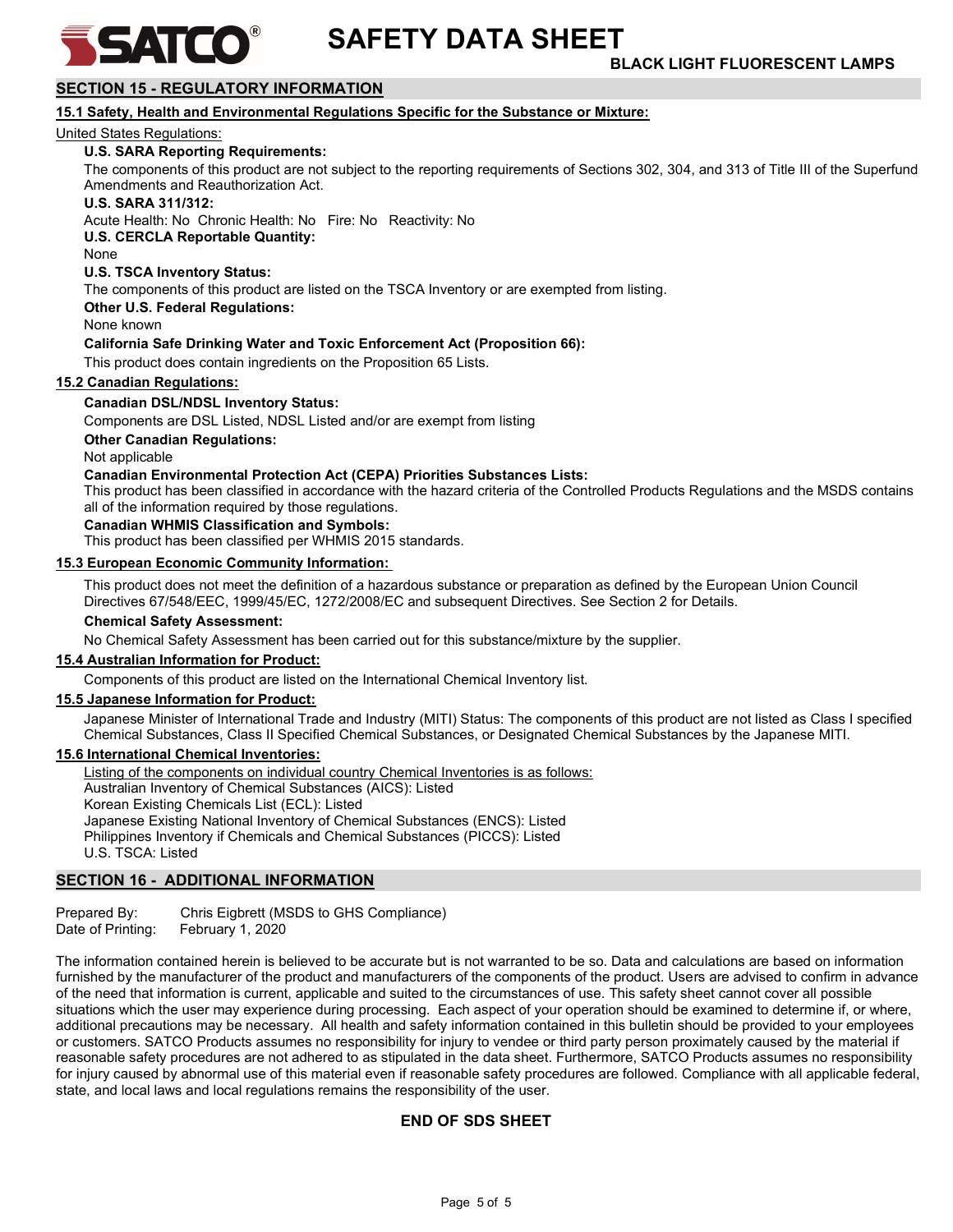## SECTION 15 - REGULATORY INFORMATION

**15.1 Safety, Health and Environmental Regulations Specific for the Substance or Mixture:**

United States Regulations:

**U.S. SARA Reporting Requirements:**

The components of this product are not subject to the reporting requirements of Sections 302, 304, and 313 of Title III of the Superfund Amendments and Reauthorization Act.

**U.S. SARA 311/312:**

Acute Health: No Chronic Health: No Fire: No Reactivity: No

**U.S. CERCLA Reportable Quantity:**

None

**U.S. TSCA Inventory Status:**

The components of this product are listed on the TSCA Inventory or are exempted from listing.

**Other U.S. Federal Regulations:**

None known

**California Safe Drinking Water and Toxic Enforcement Act (Proposition 66):**

This product does contain ingredients on the Proposition 65 Lists.

**15.2 Canadian Regulations:**

**Canadian DSL/NDSL Inventory Status:**

Components are DSL Listed, NDSL Listed and/or are exempt from listing

**Other Canadian Regulations:**

Not applicable

**Canadian Environmental Protection Act (CEPA) Priorities Substances Lists:**

This product has been classified in accordance with the hazard criteria of the Controlled Products Regulations and the MSDS contains all of the information required by those regulations.

**Canadian WHMIS Classification and Symbols:**

This product has been classified per WHMIS 2015 standards.

**15.3 European Economic Community Information:**

This product does not meet the definition of a hazardous substance or preparation as defined by the European Union Council Directives 67/548/EEC, 1999/45/EC, 1272/2008/EC and subsequent Directives. See Section 2 for Details.

**Chemical Safety Assessment:**

No Chemical Safety Assessment has been carried out for this substance/mixture by the supplier.

**15.4 Australian Information for Product:**

Components of this product are listed on the International Chemical Inventory list.

**15.5 Japanese Information for Product:**

Japanese Minister of International Trade and Industry (MITI) Status: The components of this product are not listed as Class I specified Chemical Substances, Class II Specified Chemical Substances, or Designated Chemical Substances by the Japanese MITI.

**15.6 International Chemical Inventories:**

Listing of the components on individual country Chemical Inventories is as follows:

Australian Inventory of Chemical Substances (AICS): Listed
Korean Existing Chemicals List (ECL): Listed
Japanese Existing National Inventory of Chemical Substances (ENCS): Listed
Philippines Inventory if Chemicals and Chemical Substances (PICCS): Listed
U.S. TSCA: Listed

## SECTION 16 - ADDITIONAL INFORMATION

Prepared By: Chris Eigbrett (MSDS to GHS Compliance)
Date of Printing: February 1, 2020

The information contained herein is believed to be accurate but is not warranted to be so. Data and calculations are based on information furnished by the manufacturer of the product and manufacturers of the components of the product. Users are advised to confirm in advance of the need that information is current, applicable and suited to the circumstances of use. This safety sheet cannot cover all possible situations which the user may experience during processing. Each aspect of your operation should be examined to determine if, or where, additional precautions may be necessary. All health and safety information contained in this bulletin should be provided to your employees or customers. SATCO Products assumes no responsibility for injury to vendee or third party person proximately caused by the material if reasonable safety procedures are not adhered to as stipulated in the data sheet. Furthermore, SATCO Products assumes no responsibility for injury caused by abnormal use of this material even if reasonable safety procedures are followed. Compliance with all applicable federal, state, and local laws and local regulations remains the responsibility of the user.

**END OF SDS SHEET**